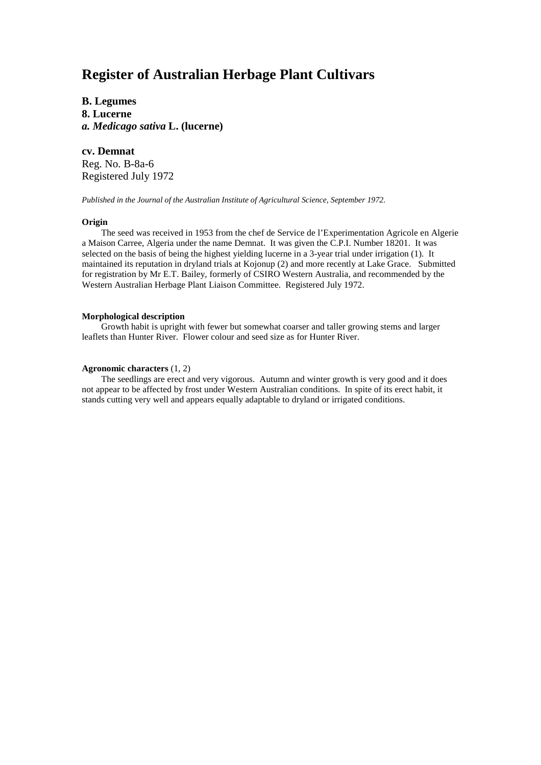# Register of Australian Herbage Plant Cultivars

**B. Legumes**
**8. Lucerne**
***a. Medicago sativa* L. (lucerne)**

**cv. Demnat**
Reg. No. B-8a-6
Registered July 1972

*Published in the Journal of the Australian Institute of Agricultural Science, September 1972.*

#### Origin

The seed was received in 1953 from the chef de Service de l'Experimentation Agricole en Algerie a Maison Carree, Algeria under the name Demnat. It was given the C.P.I. Number 18201. It was selected on the basis of being the highest yielding lucerne in a 3-year trial under irrigation (1). It maintained its reputation in dryland trials at Kojonup (2) and more recently at Lake Grace. Submitted for registration by Mr E.T. Bailey, formerly of CSIRO Western Australia, and recommended by the Western Australian Herbage Plant Liaison Committee. Registered July 1972.

#### Morphological description

Growth habit is upright with fewer but somewhat coarser and taller growing stems and larger leaflets than Hunter River. Flower colour and seed size as for Hunter River.

#### Agronomic characters (1, 2)

The seedlings are erect and very vigorous. Autumn and winter growth is very good and it does not appear to be affected by frost under Western Australian conditions. In spite of its erect habit, it stands cutting very well and appears equally adaptable to dryland or irrigated conditions.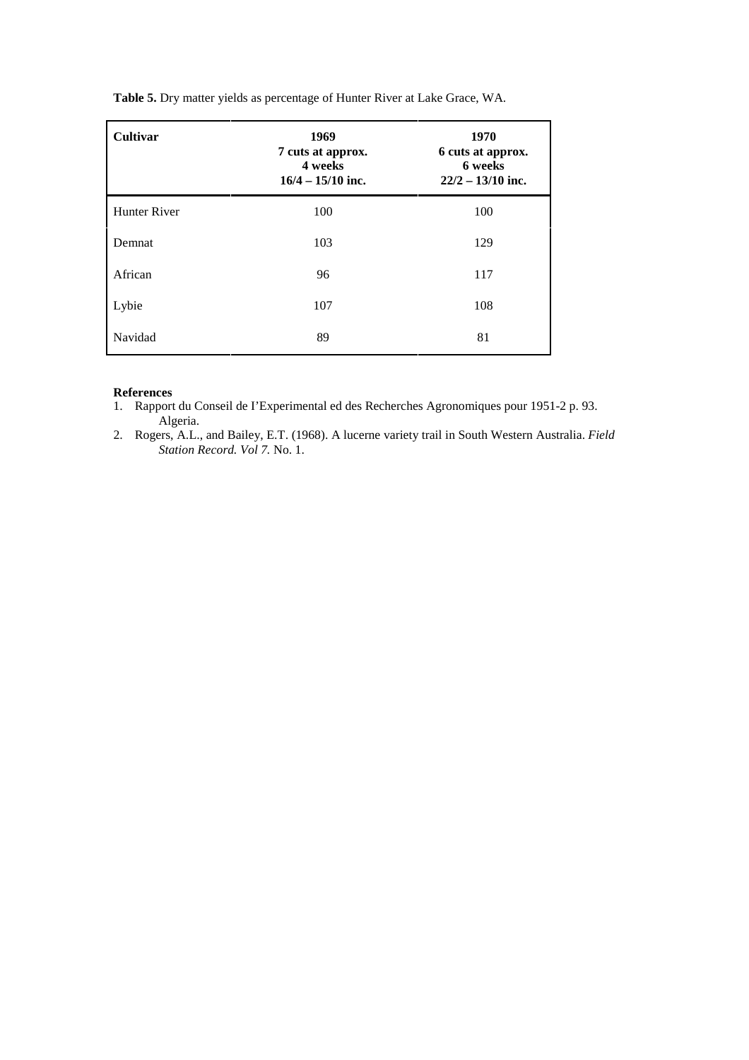**Table 5.** Dry matter yields as percentage of Hunter River at Lake Grace, WA.

| Cultivar | 1969 7 cuts at approx. 4 weeks 16/4 – 15/10 inc. | 1970 6 cuts at approx. 6 weeks 22/2 – 13/10 inc. |
|---|---|---|
| Hunter River | 100 | 100 |
| Demnat | 103 | 129 |
| African | 96 | 117 |
| Lybie | 107 | 108 |
| Navidad | 89 | 81 |

**References**

1. Rapport du Conseil de I'Experimental ed des Recherches Agronomiques pour 1951-2 p. 93. Algeria.
2. Rogers, A.L., and Bailey, E.T. (1968). A lucerne variety trail in South Western Australia. *Field Station Record. Vol 7.* No. 1.